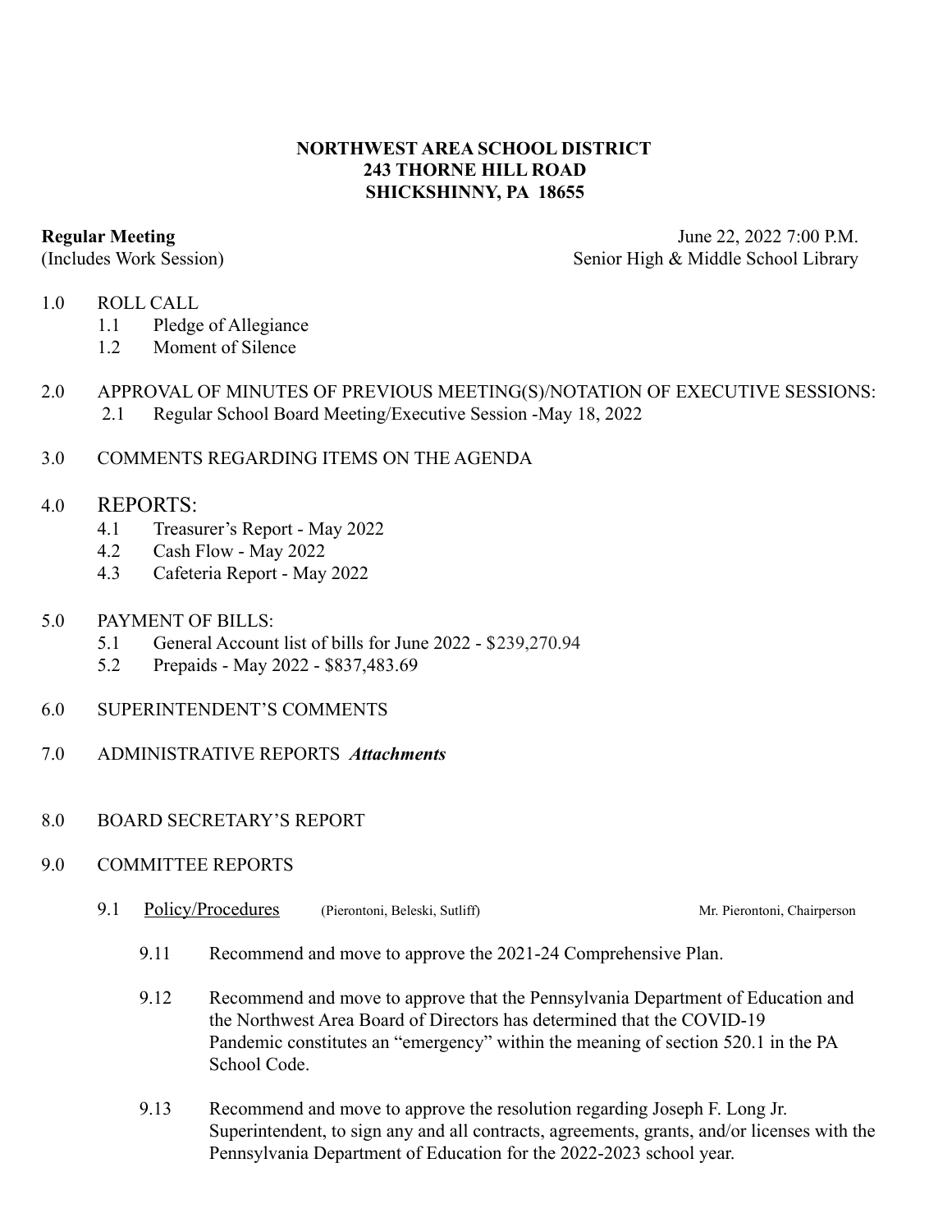**NORTHWEST AREA SCHOOL DISTRICT**
**243 THORNE HILL ROAD**
**SHICKSHINNY, PA 18655**

**Regular Meeting** June 22, 2022 7:00 P.M.
(Includes Work Session) Senior High & Middle School Library

1.0 ROLL CALL
- 1.1 Pledge of Allegiance
- 1.2 Moment of Silence

2.0 APPROVAL OF MINUTES OF PREVIOUS MEETING(S)/NOTATION OF EXECUTIVE SESSIONS:
- 2.1 Regular School Board Meeting/Executive Session -May 18, 2022

3.0 COMMENTS REGARDING ITEMS ON THE AGENDA

4.0 REPORTS:
- 4.1 Treasurer's Report - May 2022
- 4.2 Cash Flow - May 2022
- 4.3 Cafeteria Report - May 2022

5.0 PAYMENT OF BILLS:
- 5.1 General Account list of bills for June 2022 - $239,270.94
- 5.2 Prepaids - May 2022 - $837,483.69

6.0 SUPERINTENDENT'S COMMENTS

7.0 ADMINISTRATIVE REPORTS *Attachments*

8.0 BOARD SECRETARY'S REPORT

9.0 COMMITTEE REPORTS

9.1 Policy/Procedures (Pierontoni, Beleski, Sutliff) Mr. Pierontoni, Chairperson

9.11 Recommend and move to approve the 2021-24 Comprehensive Plan.

9.12 Recommend and move to approve that the Pennsylvania Department of Education and the Northwest Area Board of Directors has determined that the COVID-19 Pandemic constitutes an "emergency" within the meaning of section 520.1 in the PA School Code.

9.13 Recommend and move to approve the resolution regarding Joseph F. Long Jr. Superintendent, to sign any and all contracts, agreements, grants, and/or licenses with the Pennsylvania Department of Education for the 2022-2023 school year.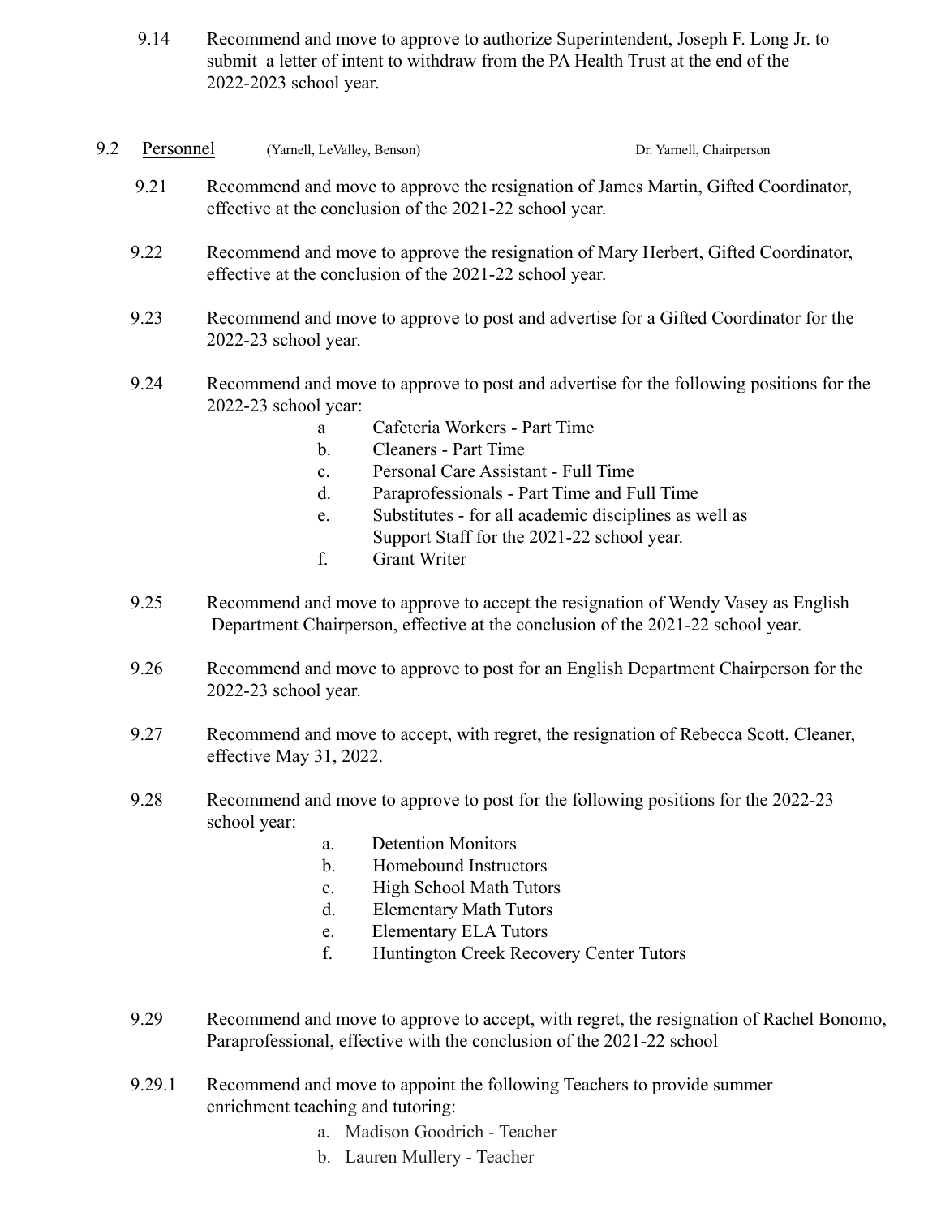9.14 Recommend and move to approve to authorize Superintendent, Joseph F. Long Jr. to submit a letter of intent to withdraw from the PA Health Trust at the end of the 2022-2023 school year.

9.2 Personnel (Yarnell, LeValley, Benson) Dr. Yarnell, Chairperson

9.21 Recommend and move to approve the resignation of James Martin, Gifted Coordinator, effective at the conclusion of the 2021-22 school year.

9.22 Recommend and move to approve the resignation of Mary Herbert, Gifted Coordinator, effective at the conclusion of the 2021-22 school year.

9.23 Recommend and move to approve to post and advertise for a Gifted Coordinator for the 2022-23 school year.

9.24 Recommend and move to approve to post and advertise for the following positions for the 2022-23 school year:

a Cafeteria Workers - Part Time
b. Cleaners - Part Time
c. Personal Care Assistant - Full Time
d. Paraprofessionals - Part Time and Full Time
e. Substitutes - for all academic disciplines as well as Support Staff for the 2021-22 school year.
f. Grant Writer

9.25 Recommend and move to approve to accept the resignation of Wendy Vasey as English Department Chairperson, effective at the conclusion of the 2021-22 school year.

9.26 Recommend and move to approve to post for an English Department Chairperson for the 2022-23 school year.

9.27 Recommend and move to accept, with regret, the resignation of Rebecca Scott, Cleaner, effective May 31, 2022.

9.28 Recommend and move to approve to post for the following positions for the 2022-23 school year:

a. Detention Monitors
b. Homebound Instructors
c. High School Math Tutors
d. Elementary Math Tutors
e. Elementary ELA Tutors
f. Huntington Creek Recovery Center Tutors

9.29 Recommend and move to approve to accept, with regret, the resignation of Rachel Bonomo, Paraprofessional, effective with the conclusion of the 2021-22 school

9.29.1 Recommend and move to appoint the following Teachers to provide summer enrichment teaching and tutoring:

a. Madison Goodrich - Teacher
b. Lauren Mullery - Teacher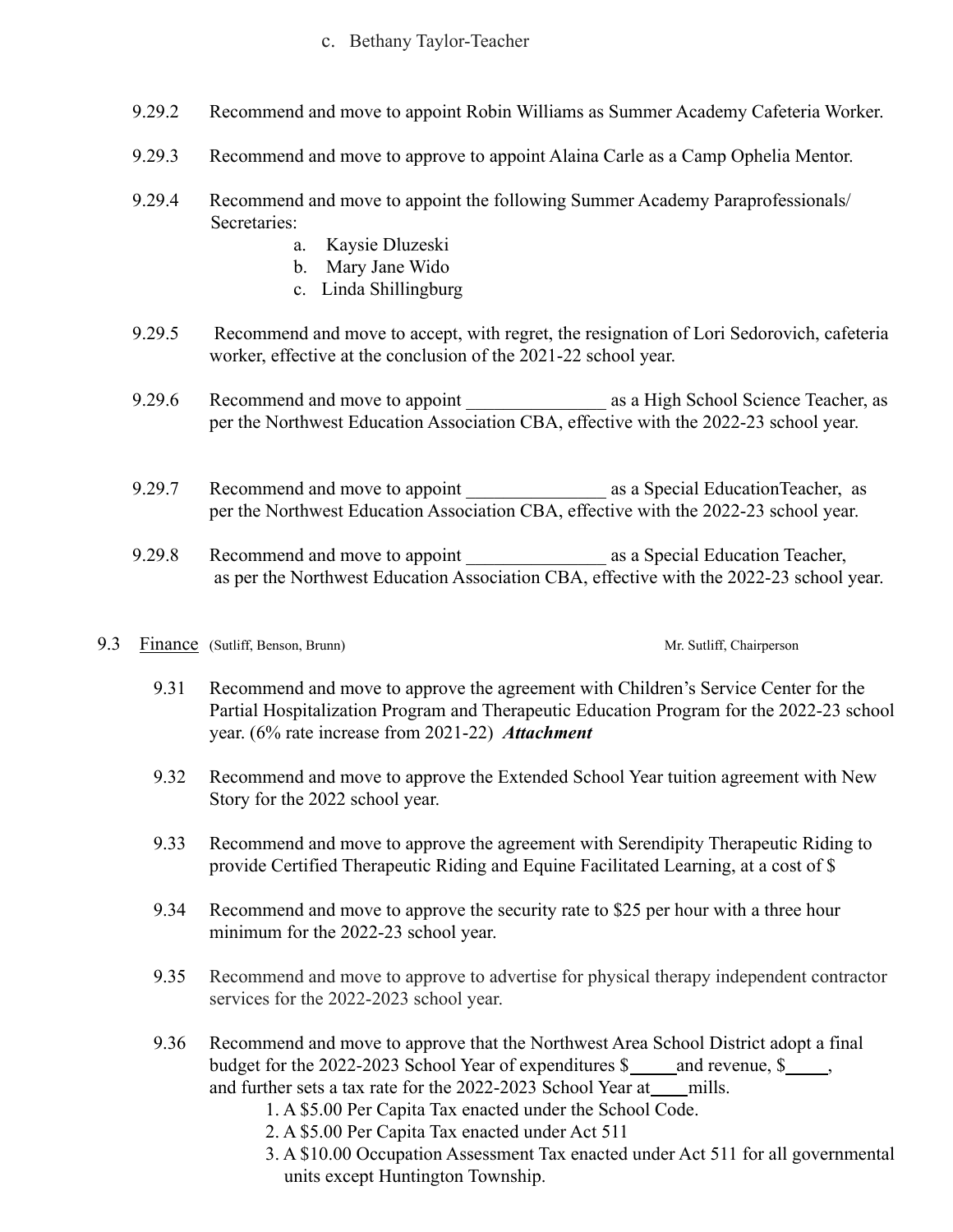c. Bethany Taylor-Teacher

9.29.2 Recommend and move to appoint Robin Williams as Summer Academy Cafeteria Worker.

9.29.3 Recommend and move to approve to appoint Alaina Carle as a Camp Ophelia Mentor.

9.29.4 Recommend and move to appoint the following Summer Academy Paraprofessionals/ Secretaries:

a. Kaysie Dluzeski
b. Mary Jane Wido
c. Linda Shillingburg

9.29.5 Recommend and move to accept, with regret, the resignation of Lori Sedorovich, cafeteria worker, effective at the conclusion of the 2021-22 school year.

9.29.6 Recommend and move to appoint _______________ as a High School Science Teacher, as per the Northwest Education Association CBA, effective with the 2022-23 school year.

9.29.7 Recommend and move to appoint _______________ as a Special EducationTeacher, as per the Northwest Education Association CBA, effective with the 2022-23 school year.

9.29.8 Recommend and move to appoint _______________ as a Special Education Teacher, as per the Northwest Education Association CBA, effective with the 2022-23 school year.

9.3 Finance (Sutliff, Benson, Brunn) Mr. Sutliff, Chairperson

9.31 Recommend and move to approve the agreement with Children's Service Center for the Partial Hospitalization Program and Therapeutic Education Program for the 2022-23 school year. (6% rate increase from 2021-22) ***Attachment***

9.32 Recommend and move to approve the Extended School Year tuition agreement with New Story for the 2022 school year.

9.33 Recommend and move to approve the agreement with Serendipity Therapeutic Riding to provide Certified Therapeutic Riding and Equine Facilitated Learning, at a cost of $

9.34 Recommend and move to approve the security rate to $25 per hour with a three hour minimum for the 2022-23 school year.

9.35 Recommend and move to approve to advertise for physical therapy independent contractor services for the 2022-2023 school year.

9.36 Recommend and move to approve that the Northwest Area School District adopt a final budget for the 2022-2023 School Year of expenditures $_____ and revenue, $_____, and further sets a tax rate for the 2022-2023 School Year at____ mills.

1. A $5.00 Per Capita Tax enacted under the School Code.
2. A $5.00 Per Capita Tax enacted under Act 511
3. A $10.00 Occupation Assessment Tax enacted under Act 511 for all governmental units except Huntington Township.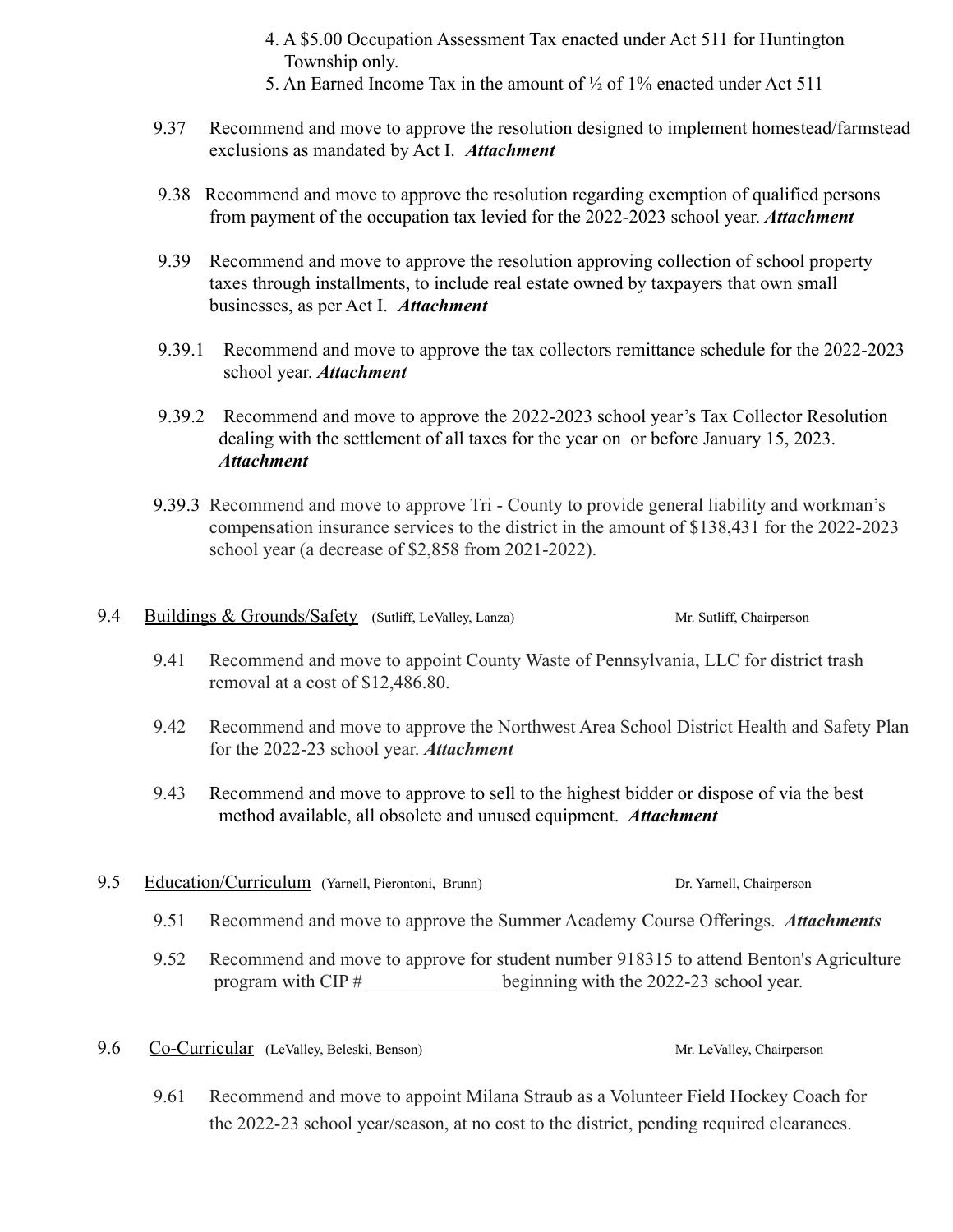4. A $5.00 Occupation Assessment Tax enacted under Act 511 for Huntington Township only.
5. An Earned Income Tax in the amount of ½ of 1% enacted under Act 511

9.37 Recommend and move to approve the resolution designed to implement homestead/farmstead exclusions as mandated by Act I. ***Attachment***

9.38 Recommend and move to approve the resolution regarding exemption of qualified persons from payment of the occupation tax levied for the 2022-2023 school year. ***Attachment***

9.39 Recommend and move to approve the resolution approving collection of school property taxes through installments, to include real estate owned by taxpayers that own small businesses, as per Act I. ***Attachment***

9.39.1 Recommend and move to approve the tax collectors remittance schedule for the 2022-2023 school year. ***Attachment***

9.39.2 Recommend and move to approve the 2022-2023 school year's Tax Collector Resolution dealing with the settlement of all taxes for the year on or before January 15, 2023. ***Attachment***

9.39.3 Recommend and move to approve Tri - County to provide general liability and workman's compensation insurance services to the district in the amount of $138,431 for the 2022-2023 school year (a decrease of $2,858 from 2021-2022).

9.4 <u>Buildings & Grounds/Safety</u> (Sutliff, LeValley, Lanza) Mr. Sutliff, Chairperson

9.41 Recommend and move to appoint County Waste of Pennsylvania, LLC for district trash removal at a cost of $12,486.80.

9.42 Recommend and move to approve the Northwest Area School District Health and Safety Plan for the 2022-23 school year. ***Attachment***

9.43 Recommend and move to approve to sell to the highest bidder or dispose of via the best method available, all obsolete and unused equipment. ***Attachment***

9.5 <u>Education/Curriculum</u> (Yarnell, Pierontoni, Brunn) Dr. Yarnell, Chairperson

9.51 Recommend and move to approve the Summer Academy Course Offerings. ***Attachments***

9.52 Recommend and move to approve for student number 918315 to attend Benton's Agriculture program with CIP # ______________ beginning with the 2022-23 school year.

9.6 <u>Co-Curricular</u> (LeValley, Beleski, Benson) Mr. LeValley, Chairperson

9.61 Recommend and move to appoint Milana Straub as a Volunteer Field Hockey Coach for the 2022-23 school year/season, at no cost to the district, pending required clearances.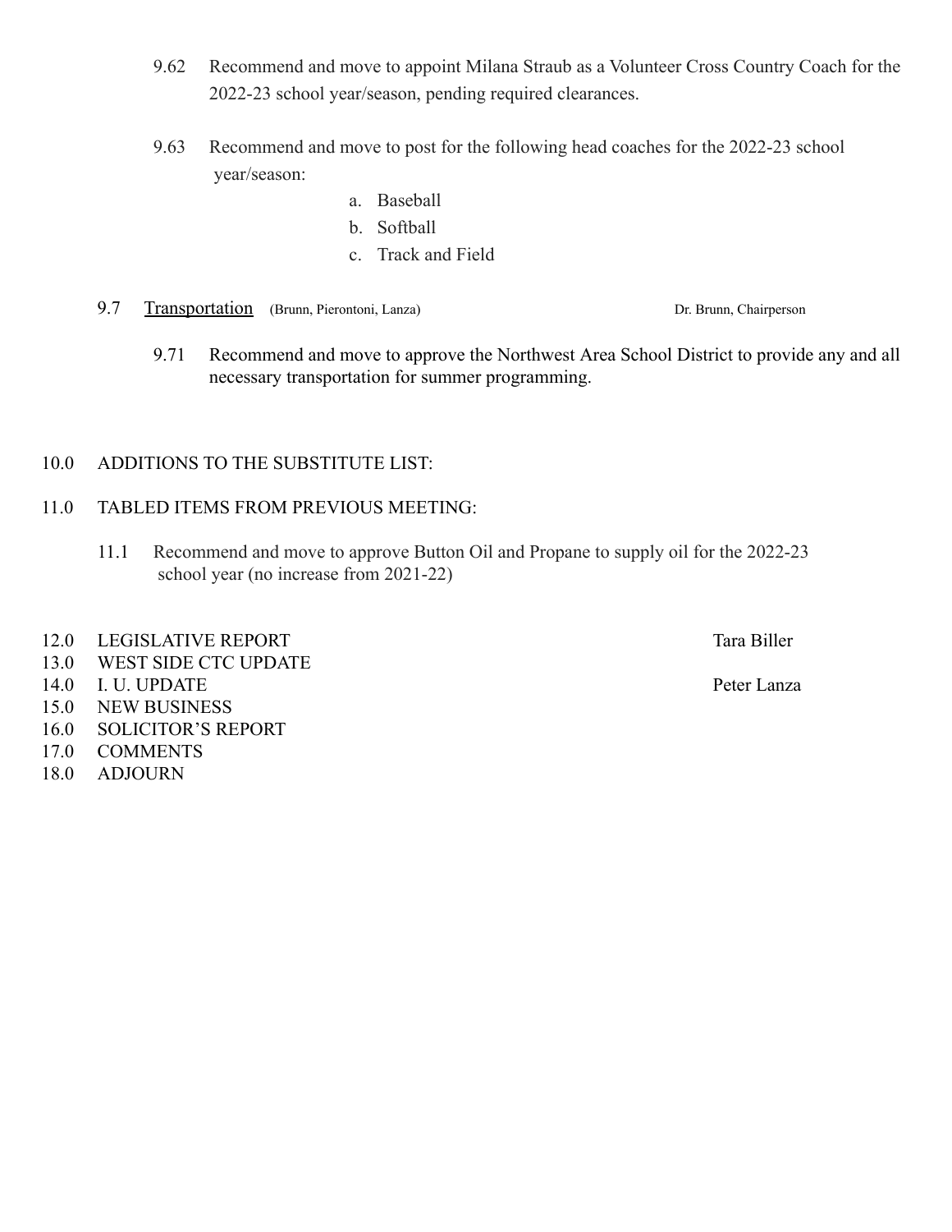9.62 Recommend and move to appoint Milana Straub as a Volunteer Cross Country Coach for the 2022-23 school year/season, pending required clearances.

9.63 Recommend and move to post for the following head coaches for the 2022-23 school year/season:

a. Baseball
b. Softball
c. Track and Field

9.7 Transportation (Brunn, Pierontoni, Lanza) Dr. Brunn, Chairperson

9.71 Recommend and move to approve the Northwest Area School District to provide any and all necessary transportation for summer programming.

10.0 ADDITIONS TO THE SUBSTITUTE LIST:

11.0 TABLED ITEMS FROM PREVIOUS MEETING:

11.1 Recommend and move to approve Button Oil and Propane to supply oil for the 2022-23 school year (no increase from 2021-22)

12.0 LEGISLATIVE REPORT Tara Biller
13.0 WEST SIDE CTC UPDATE
14.0 I. U. UPDATE Peter Lanza
15.0 NEW BUSINESS
16.0 SOLICITOR'S REPORT
17.0 COMMENTS
18.0 ADJOURN